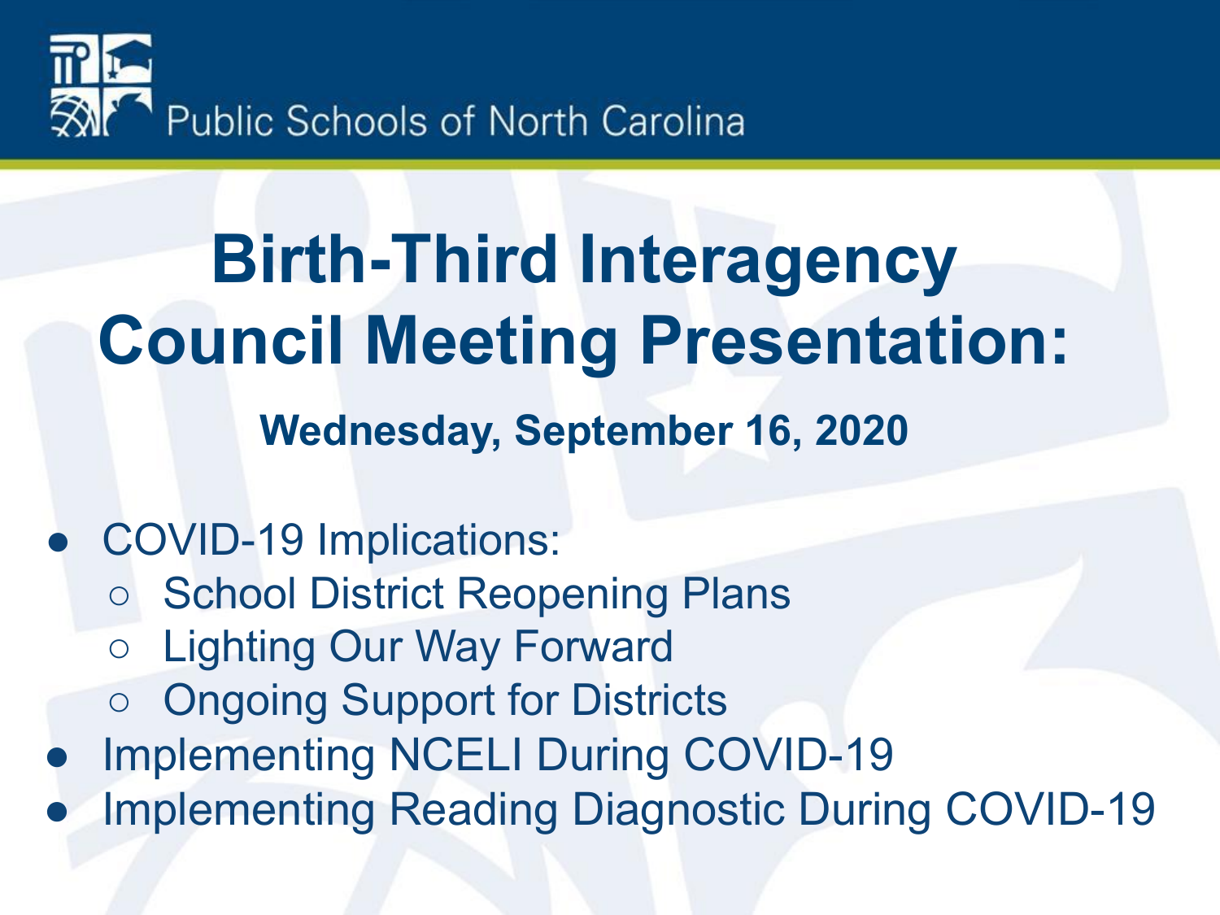Public Schools of North Carolina

# Birth-Third Interagency Council Meeting Presentation:

**Wednesday, September 16, 2020**

- COVID-19 Implications:
  - School District Reopening Plans
  - Lighting Our Way Forward
  - Ongoing Support for Districts
- Implementing NCELI During COVID-19
- Implementing Reading Diagnostic During COVID-19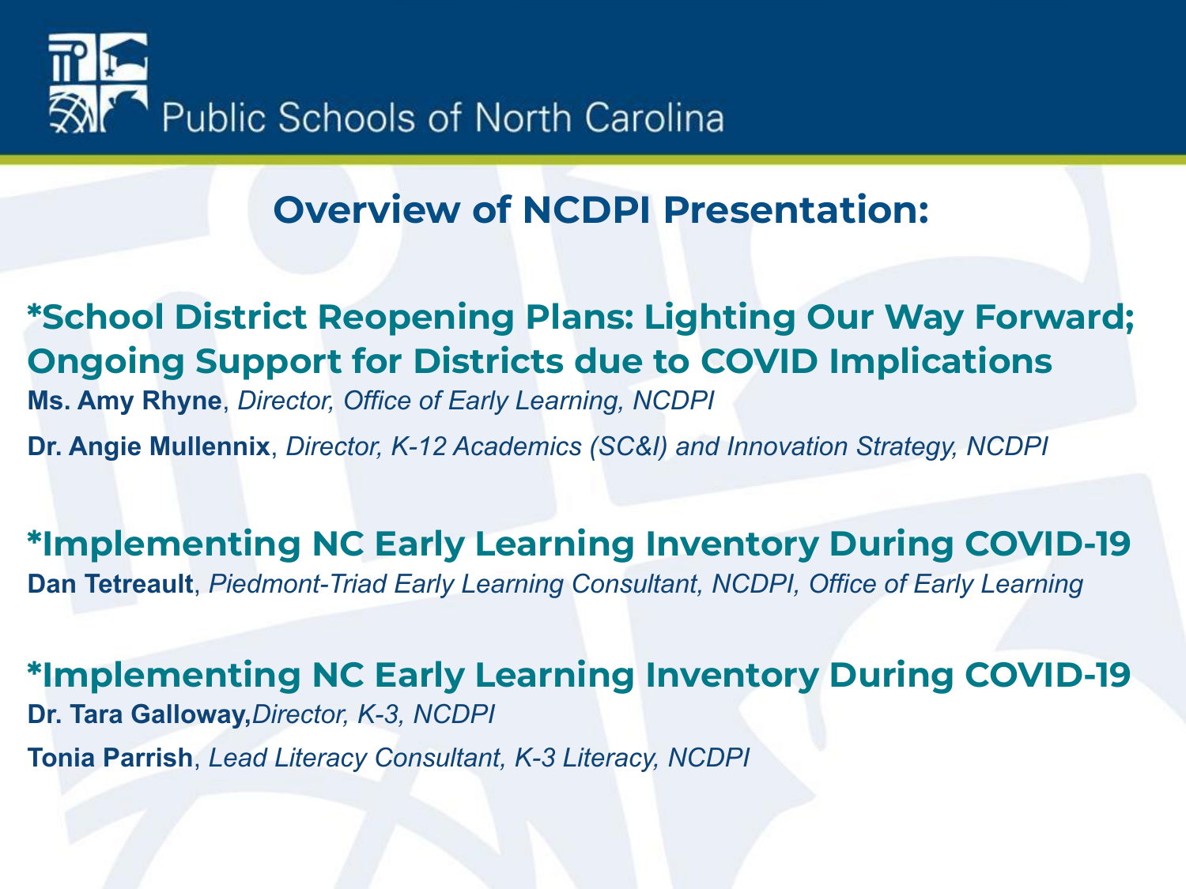# Overview of NCDPI Presentation:

## *School District Reopening Plans: Lighting Our Way Forward; Ongoing Support for Districts due to COVID Implications

**Ms. Amy Rhyne**, *Director, Office of Early Learning, NCDPI*

**Dr. Angie Mullennix**, *Director, K-12 Academics (SC&I) and Innovation Strategy, NCDPI*

## *Implementing NC Early Learning Inventory During COVID-19

**Dan Tetreault**, *Piedmont-Triad Early Learning Consultant, NCDPI, Office of Early Learning*

## *Implementing NC Early Learning Inventory During COVID-19

**Dr. Tara Galloway,** *Director, K-3, NCDPI*

**Tonia Parrish**, *Lead Literacy Consultant, K-3 Literacy, NCDPI*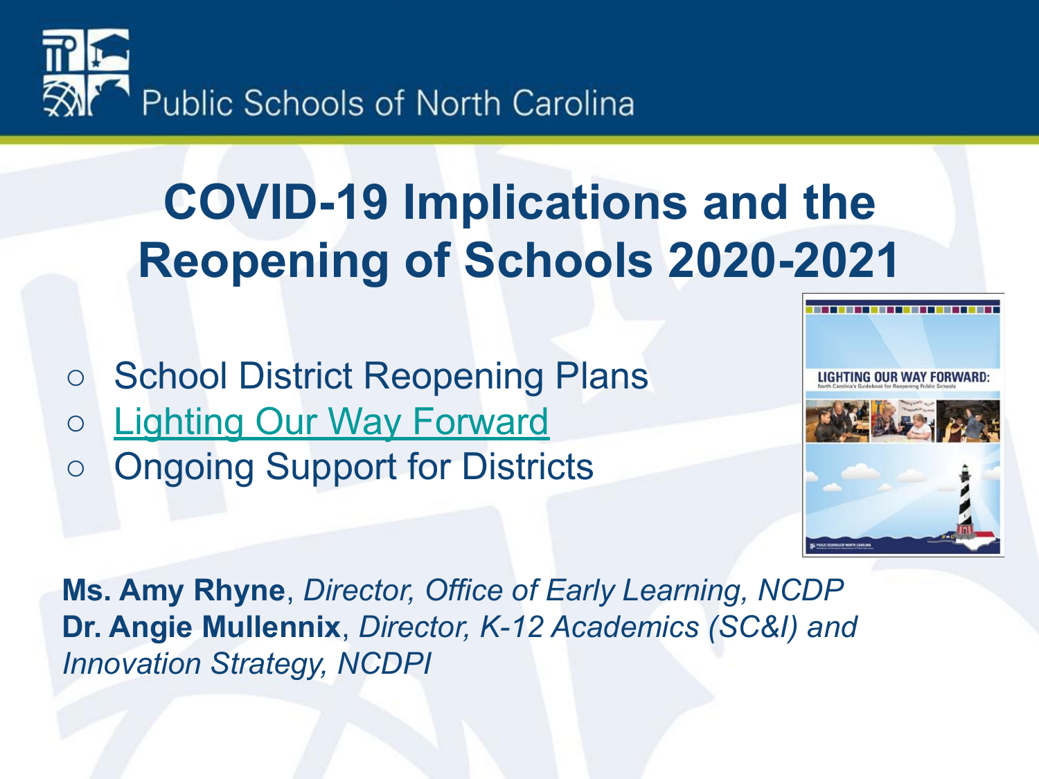# COVID-19 Implications and the Reopening of Schools 2020-2021

- School District Reopening Plans
- Lighting Our Way Forward
- Ongoing Support for Districts

**Ms. Amy Rhyne**, *Director, Office of Early Learning, NCDP*
**Dr. Angie Mullennix**, *Director, K-12 Academics (SC&I) and Innovation Strategy, NCDPI*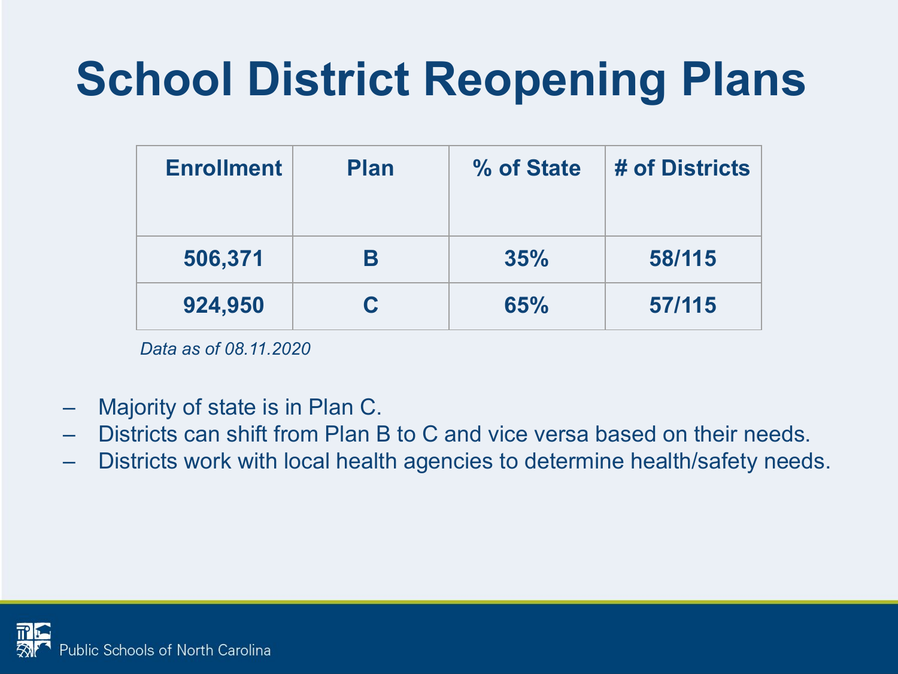# School District Reopening Plans

| Enrollment | Plan | % of State | # of Districts |
|---|---|---|---|
| 506,371 | B | 35% | 58/115 |
| 924,950 | C | 65% | 57/115 |

*Data as of 08.11.2020*

- Majority of state is in Plan C.
- Districts can shift from Plan B to C and vice versa based on their needs.
- Districts work with local health agencies to determine health/safety needs.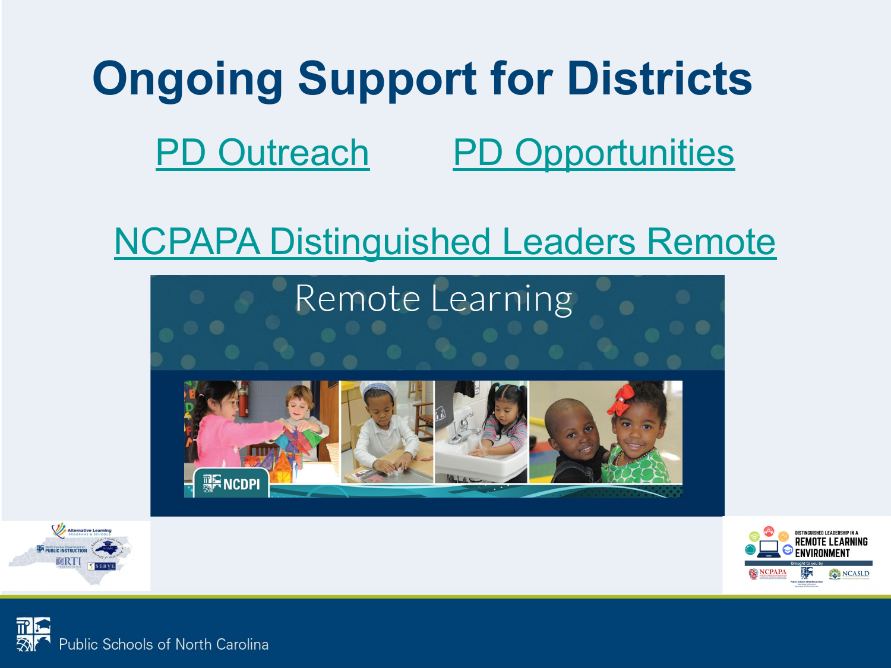# Ongoing Support for Districts

PD Outreach

PD Opportunities

NCPAPA Distinguished Leaders Remote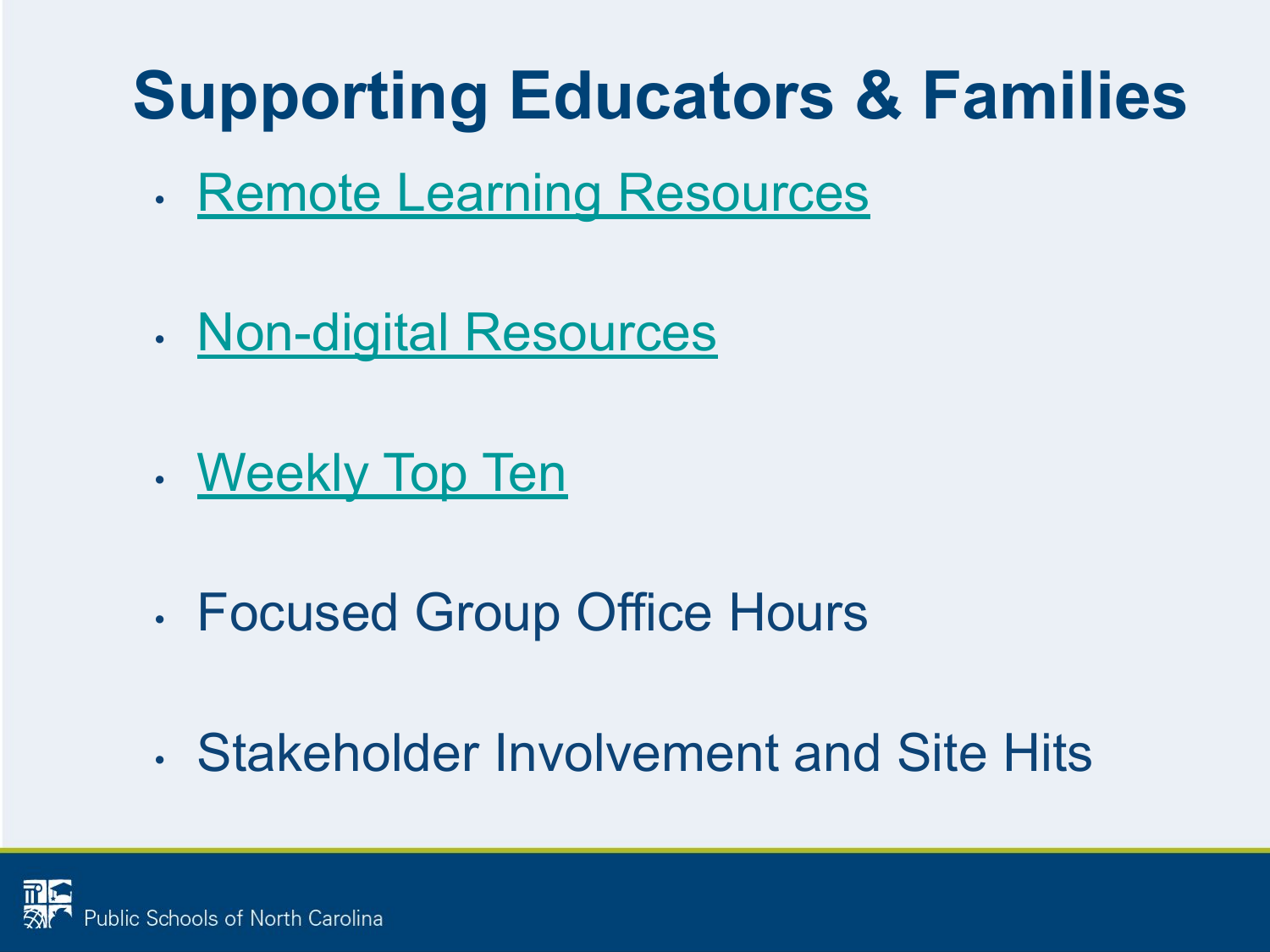# Supporting Educators & Families

- Remote Learning Resources
- Non-digital Resources
- Weekly Top Ten
- Focused Group Office Hours
- Stakeholder Involvement and Site Hits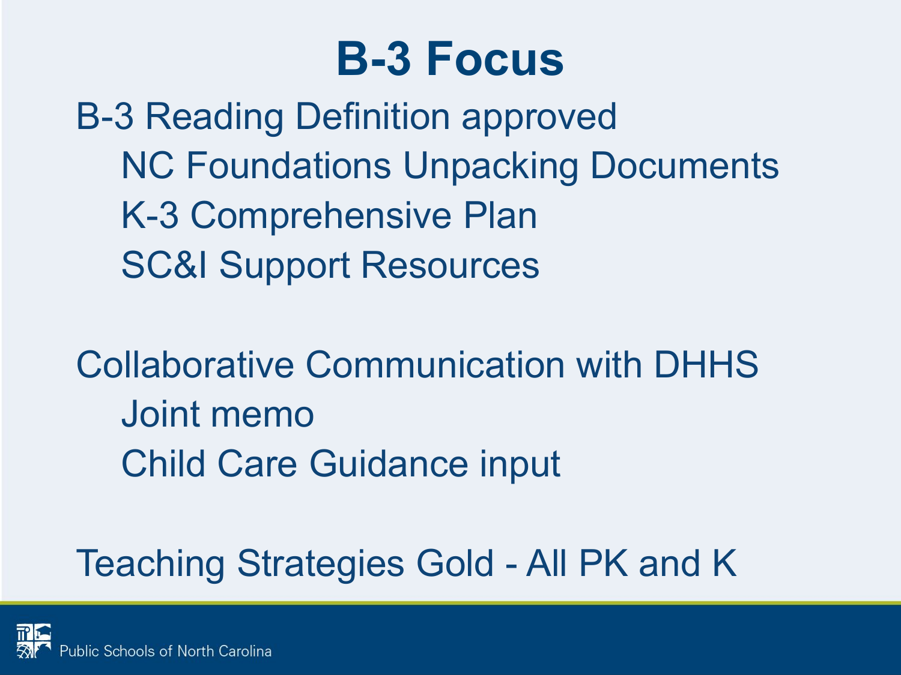# B-3 Focus

- B-3 Reading Definition approved
  - NC Foundations Unpacking Documents
  - K-3 Comprehensive Plan
  - SC&I Support Resources

- Collaborative Communication with DHHS
  - Joint memo
  - Child Care Guidance input

- Teaching Strategies Gold - All PK and K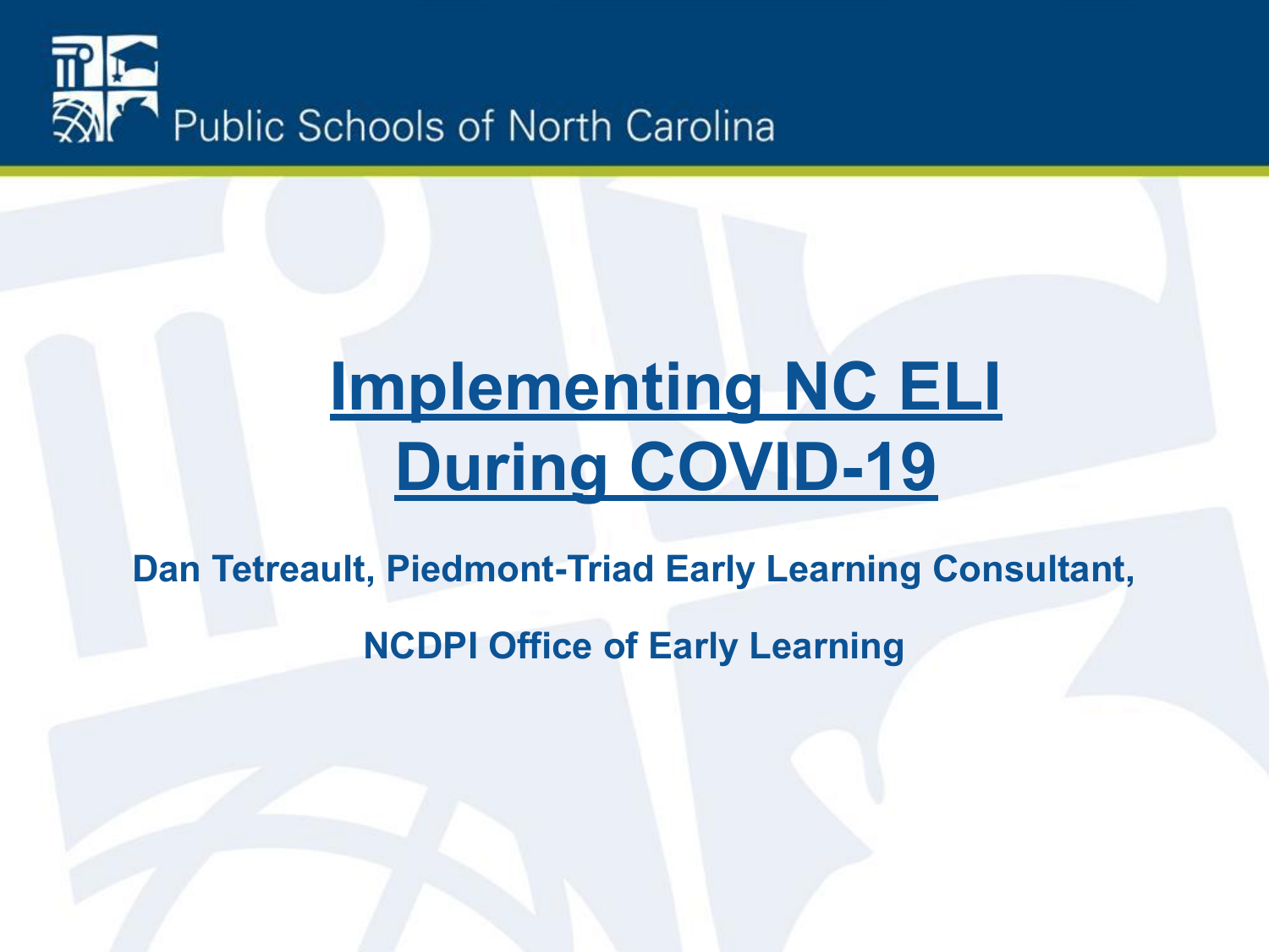Public Schools of North Carolina

# Implementing NC ELI During COVID-19

**Dan Tetreault, Piedmont-Triad Early Learning Consultant,**

**NCDPI Office of Early Learning**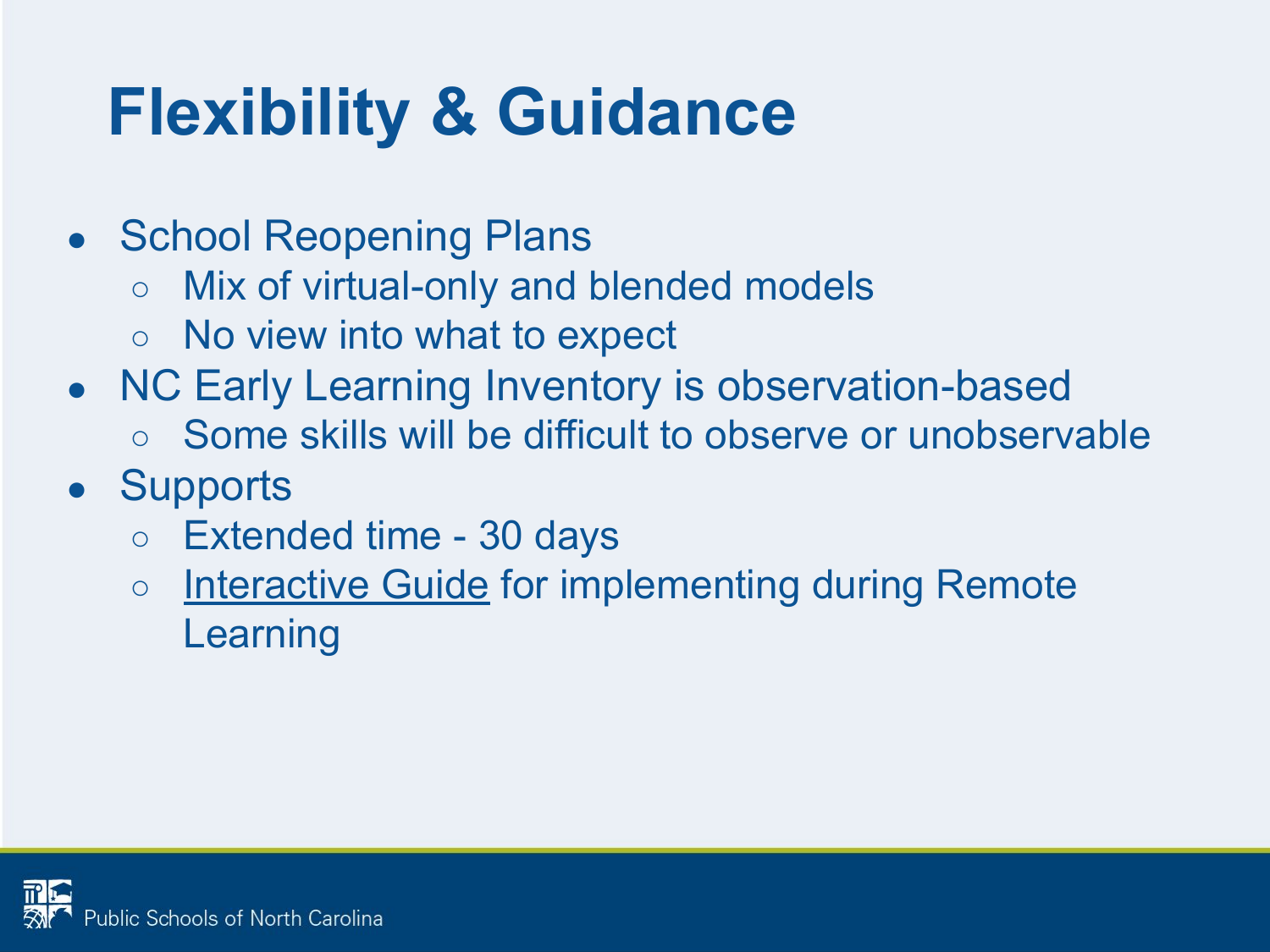# Flexibility & Guidance

- School Reopening Plans
  - Mix of virtual-only and blended models
  - No view into what to expect
- NC Early Learning Inventory is observation-based
  - Some skills will be difficult to observe or unobservable
- Supports
  - Extended time - 30 days
  - Interactive Guide for implementing during Remote Learning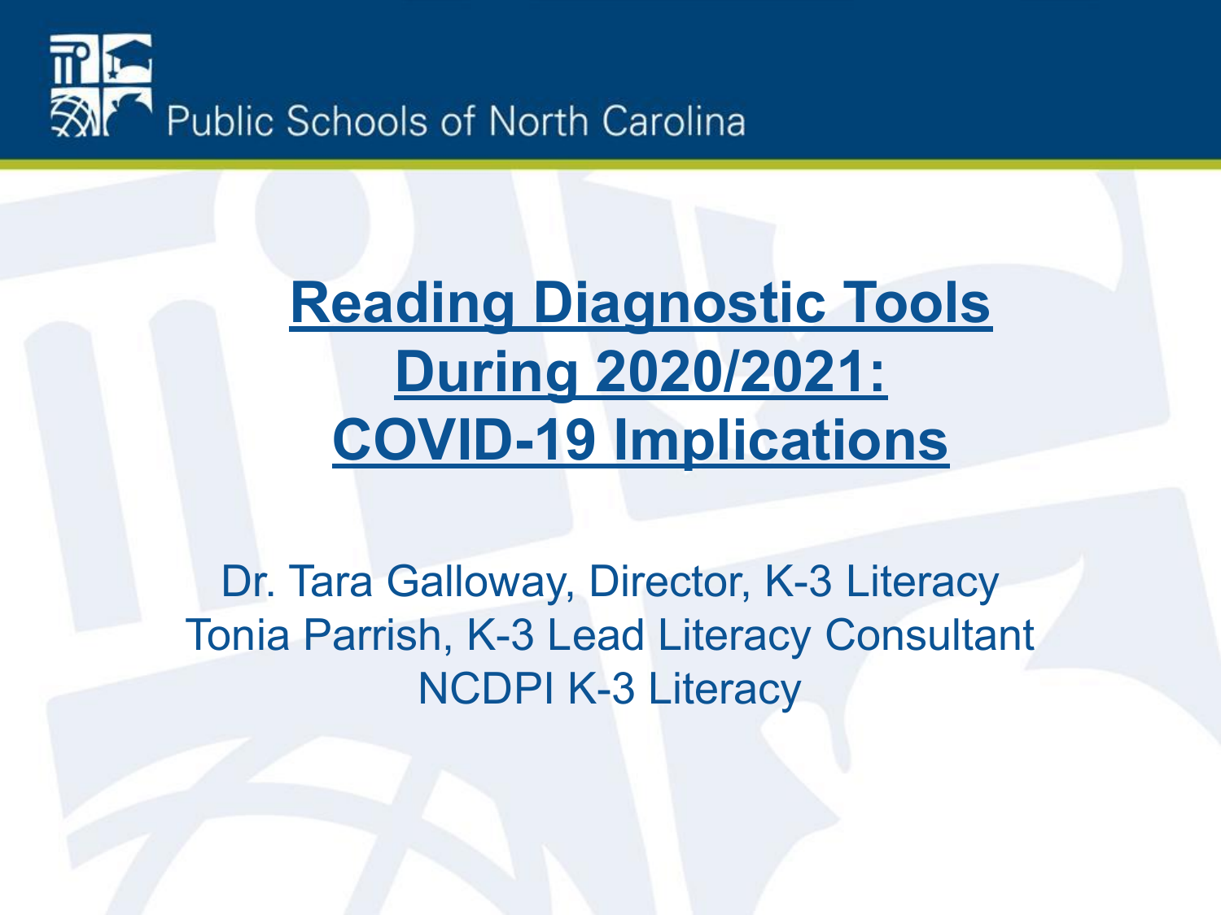Public Schools of North Carolina

# Reading Diagnostic Tools During 2020/2021: COVID-19 Implications

Dr. Tara Galloway, Director, K-3 Literacy
Tonia Parrish, K-3 Lead Literacy Consultant
NCDPI K-3 Literacy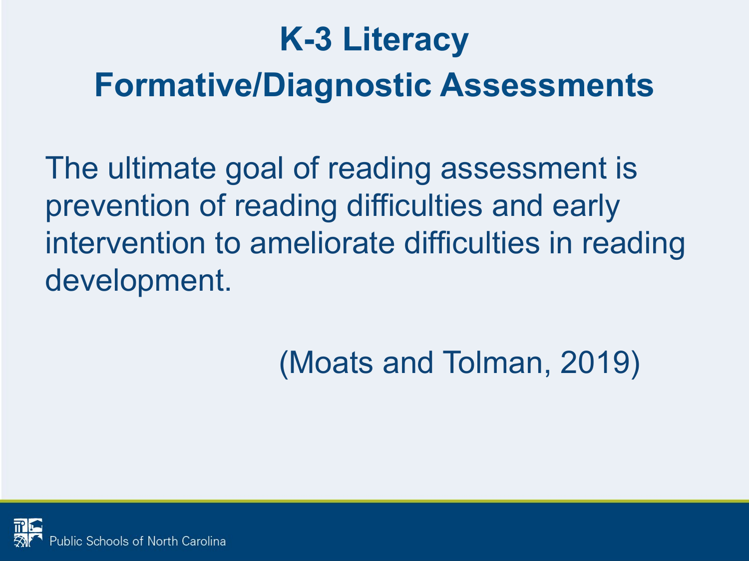# K-3 Literacy
## Formative/Diagnostic Assessments

The ultimate goal of reading assessment is prevention of reading difficulties and early intervention to ameliorate difficulties in reading development.

(Moats and Tolman, 2019)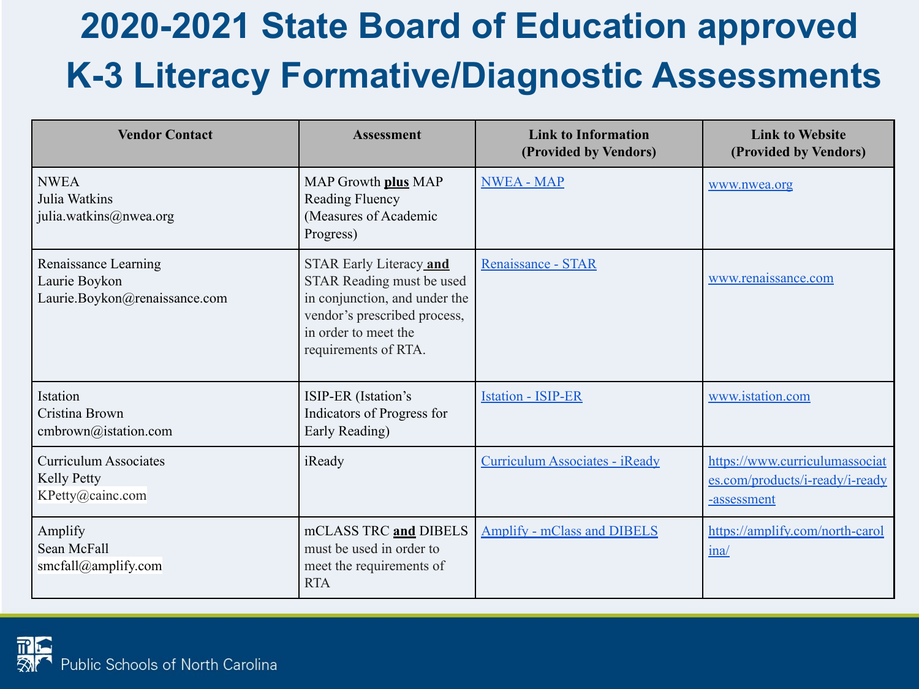# 2020-2021 State Board of Education approved K-3 Literacy Formative/Diagnostic Assessments

| Vendor Contact | Assessment | Link to Information (Provided by Vendors) | Link to Website (Provided by Vendors) |
|---|---|---|---|
| NWEA<br>Julia Watkins<br>julia.watkins@nwea.org | MAP Growth **plus** MAP Reading Fluency (Measures of Academic Progress) | NWEA - MAP | www.nwea.org |
| Renaissance Learning<br>Laurie Boykon<br>Laurie.Boykon@renaissance.com | STAR Early Literacy **and** STAR Reading must be used in conjunction, and under the vendor's prescribed process, in order to meet the requirements of RTA. | Renaissance - STAR | www.renaissance.com |
| Istation<br>Cristina Brown<br>cmbrown@istation.com | ISIP-ER (Istation's Indicators of Progress for Early Reading) | Istation - ISIP-ER | www.istation.com |
| Curriculum Associates<br>Kelly Petty<br>KPetty@cainc.com | iReady | Curriculum Associates - iReady | https://www.curriculumassociates.com/products/i-ready/i-ready-assessment |
| Amplify<br>Sean McFall<br>smcfall@amplify.com | mCLASS TRC **and** DIBELS must be used in order to meet the requirements of RTA | Amplify - mClass and DIBELS | https://amplify.com/north-carolina/ |

Public Schools of North Carolina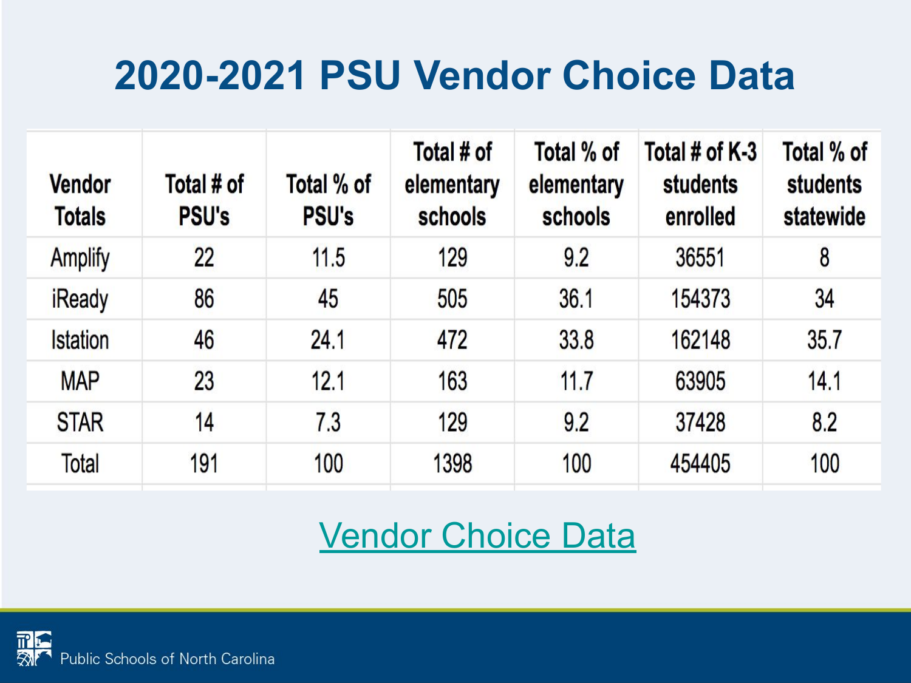# 2020-2021 PSU Vendor Choice Data

| Vendor Totals | Total # of PSU's | Total % of PSU's | Total # of elementary schools | Total % of elementary schools | Total # of K-3 students enrolled | Total % of students statewide |
|---|---|---|---|---|---|---|
| Amplify | 22 | 11.5 | 129 | 9.2 | 36551 | 8 |
| iReady | 86 | 45 | 505 | 36.1 | 154373 | 34 |
| Istation | 46 | 24.1 | 472 | 33.8 | 162148 | 35.7 |
| MAP | 23 | 12.1 | 163 | 11.7 | 63905 | 14.1 |
| STAR | 14 | 7.3 | 129 | 9.2 | 37428 | 8.2 |
| Total | 191 | 100 | 1398 | 100 | 454405 | 100 |

Vendor Choice Data

Public Schools of North Carolina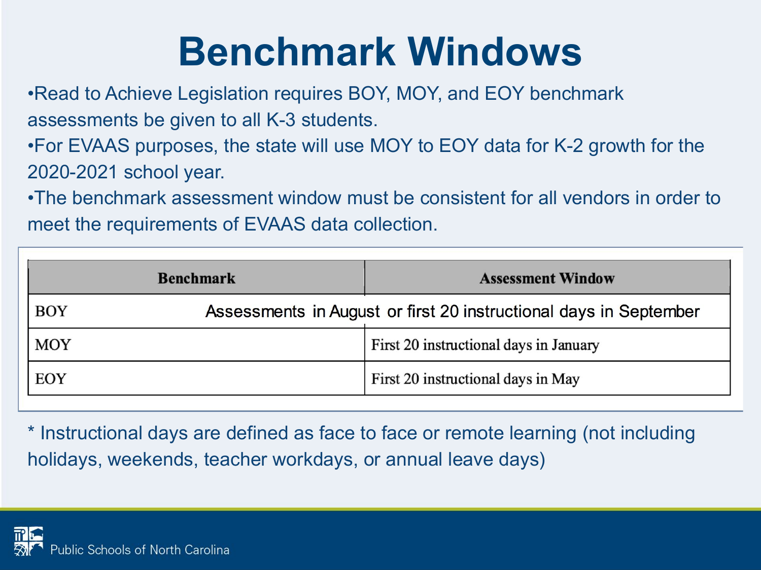# Benchmark Windows

- Read to Achieve Legislation requires BOY, MOY, and EOY benchmark assessments be given to all K-3 students.
- For EVAAS purposes, the state will use MOY to EOY data for K-2 growth for the 2020-2021 school year.
- The benchmark assessment window must be consistent for all vendors in order to meet the requirements of EVAAS data collection.

| Benchmark | Assessment Window |
|---|---|
| BOY | Assessments in August or first 20 instructional days in September |
| MOY | First 20 instructional days in January |
| EOY | First 20 instructional days in May |

* Instructional days are defined as face to face or remote learning (not including holidays, weekends, teacher workdays, or annual leave days)

Public Schools of North Carolina